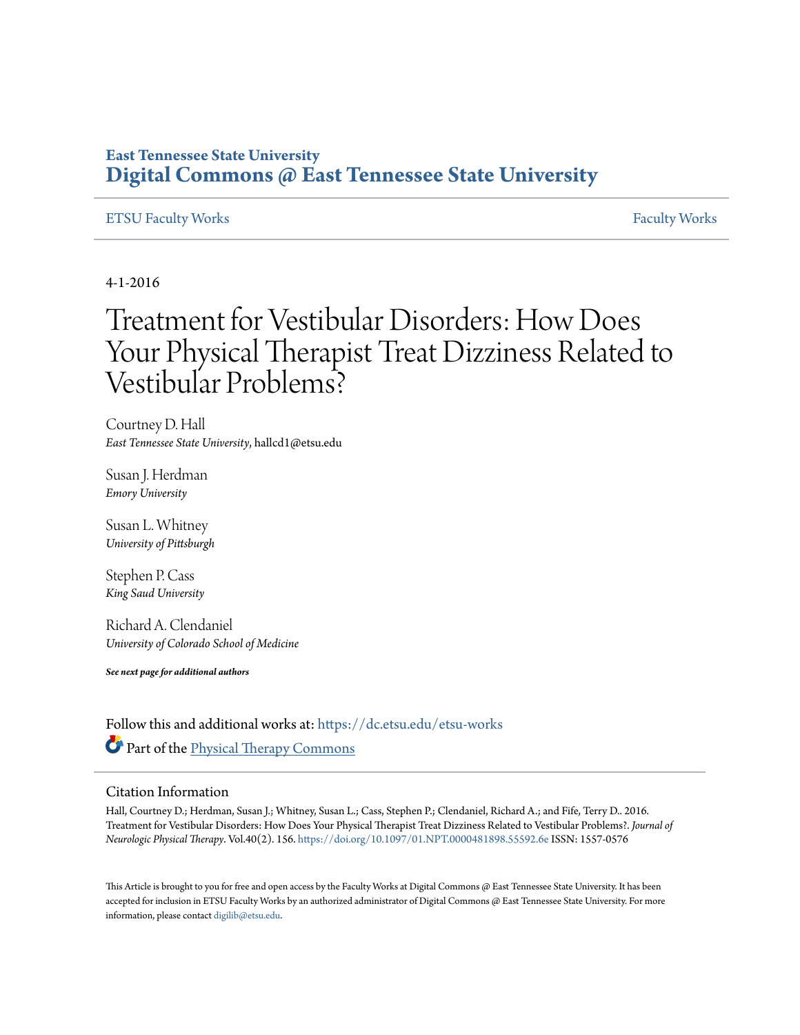**East Tennessee State University**
**Digital Commons @ East Tennessee State University**

ETSU Faculty Works | Faculty Works

4-1-2016

# Treatment for Vestibular Disorders: How Does Your Physical Therapist Treat Dizziness Related to Vestibular Problems?

Courtney D. Hall
*East Tennessee State University*, hallcd1@etsu.edu

Susan J. Herdman
*Emory University*

Susan L. Whitney
*University of Pittsburgh*

Stephen P. Cass
*King Saud University*

Richard A. Clendaniel
*University of Colorado School of Medicine*

***See next page for additional authors***

Follow this and additional works at: https://dc.etsu.edu/etsu-works

Part of the Physical Therapy Commons

## Citation Information

Hall, Courtney D.; Herdman, Susan J.; Whitney, Susan L.; Cass, Stephen P.; Clendaniel, Richard A.; and Fife, Terry D.. 2016. Treatment for Vestibular Disorders: How Does Your Physical Therapist Treat Dizziness Related to Vestibular Problems?. *Journal of Neurologic Physical Therapy*. Vol.40(2). 156. https://doi.org/10.1097/01.NPT.0000481898.55592.6e ISSN: 1557-0576

This Article is brought to you for free and open access by the Faculty Works at Digital Commons @ East Tennessee State University. It has been accepted for inclusion in ETSU Faculty Works by an authorized administrator of Digital Commons @ East Tennessee State University. For more information, please contact digilib@etsu.edu.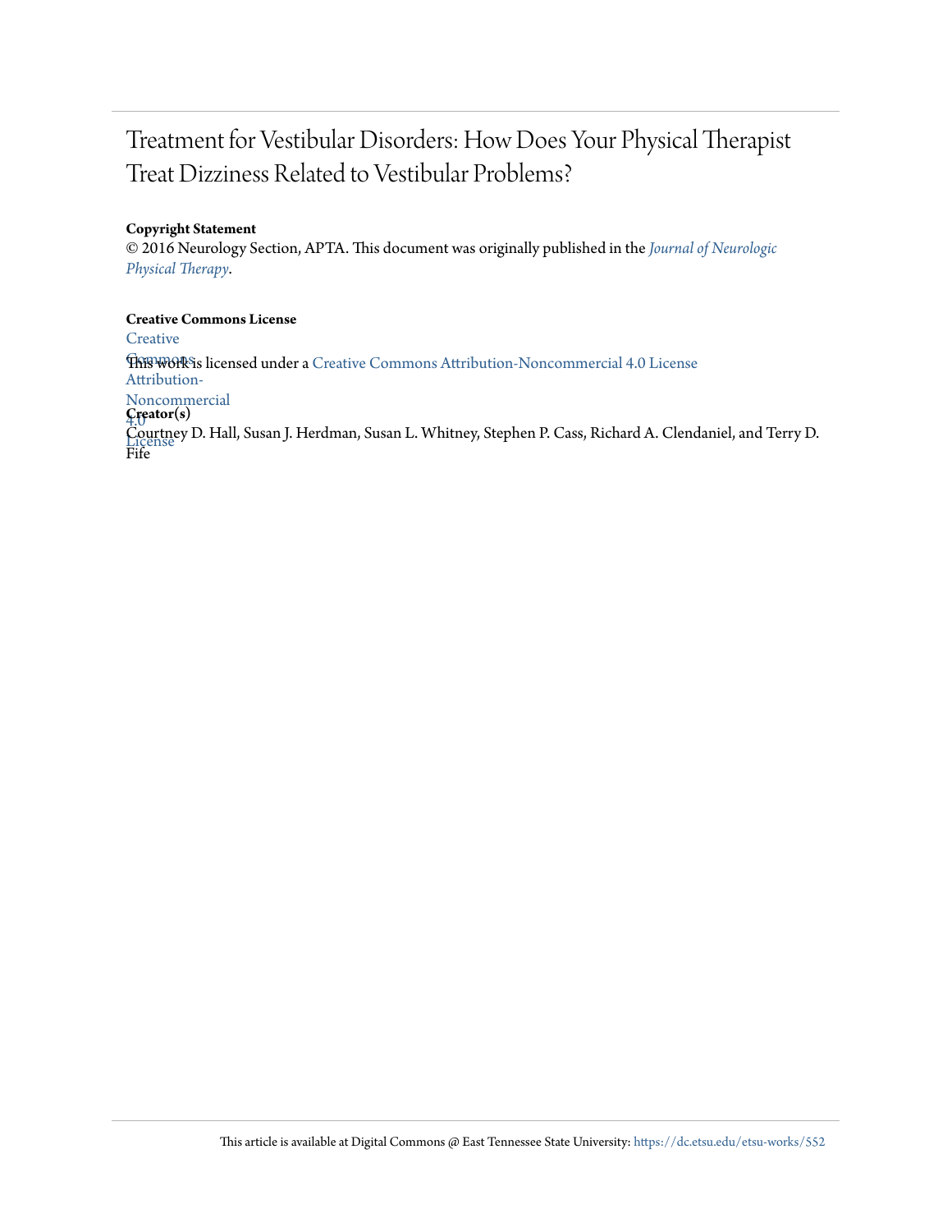# Treatment for Vestibular Disorders: How Does Your Physical Therapist Treat Dizziness Related to Vestibular Problems?

**Copyright Statement**

© 2016 Neurology Section, APTA. This document was originally published in the *Journal of Neurologic Physical Therapy*.

**Creative Commons License**

Creative Commons Attribution-Noncommercial 4.0 License

This work is licensed under a Creative Commons Attribution-Noncommercial 4.0 License

**Creator(s)**

Courtney D. Hall, Susan J. Herdman, Susan L. Whitney, Stephen P. Cass, Richard A. Clendaniel, and Terry D. Fife

This article is available at Digital Commons @ East Tennessee State University: https://dc.etsu.edu/etsu-works/552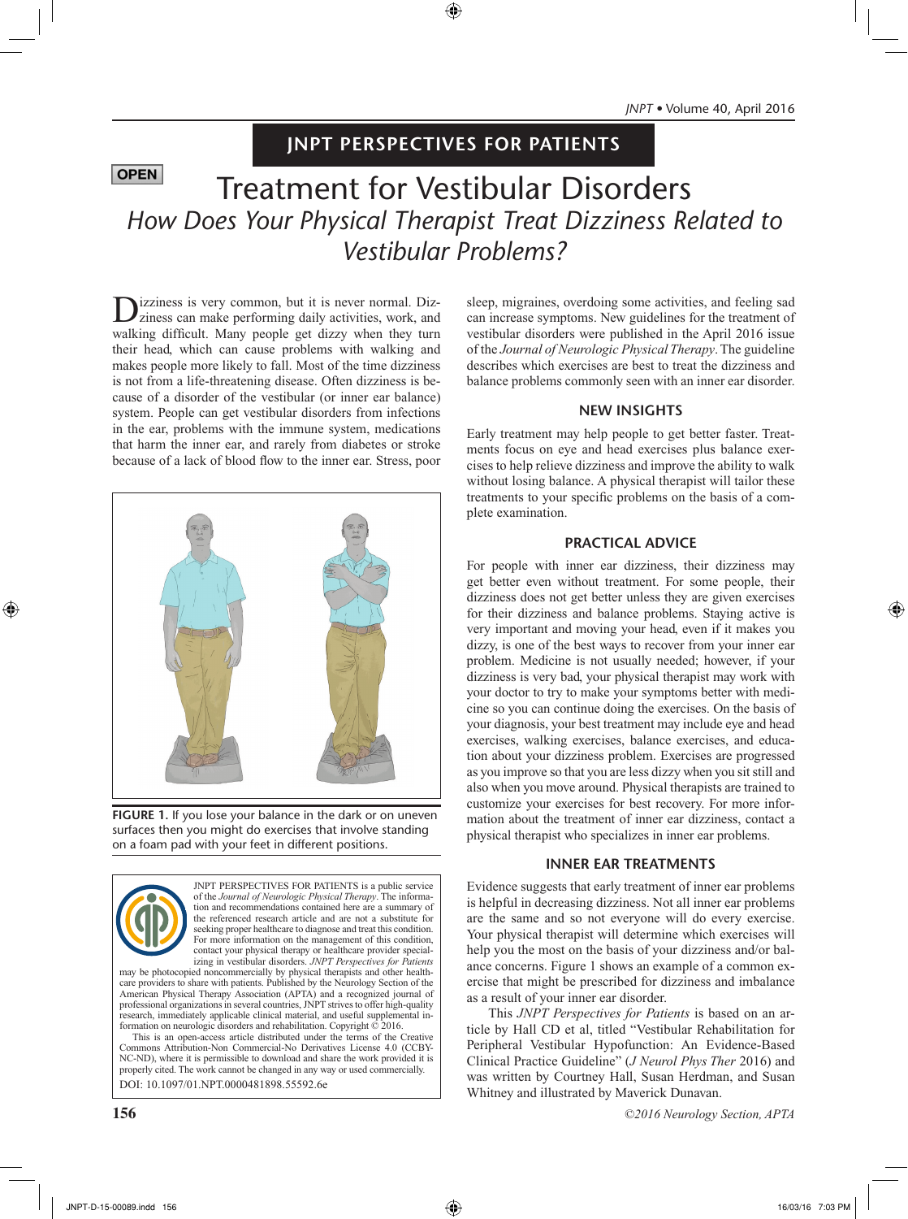## JNPT PERSPECTIVES FOR PATIENTS

OPEN

# Treatment for Vestibular Disorders

## *How Does Your Physical Therapist Treat Dizziness Related to Vestibular Problems?*

Dizziness is very common, but it is never normal. Dizziness can make performing daily activities, work, and walking difficult. Many people get dizzy when they turn their head, which can cause problems with walking and makes people more likely to fall. Most of the time dizziness is not from a life-threatening disease. Often dizziness is because of a disorder of the vestibular (or inner ear balance) system. People can get vestibular disorders from infections in the ear, problems with the immune system, medications that harm the inner ear, and rarely from diabetes or stroke because of a lack of blood flow to the inner ear. Stress, poor sleep, migraines, overdoing some activities, and feeling sad can increase symptoms. New guidelines for the treatment of vestibular disorders were published in the April 2016 issue of the *Journal of Neurologic Physical Therapy*. The guideline describes which exercises are best to treat the dizziness and balance problems commonly seen with an inner ear disorder.

FIGURE 1. If you lose your balance in the dark or on uneven surfaces then you might do exercises that involve standing on a foam pad with your feet in different positions.

### NEW INSIGHTS

Early treatment may help people to get better faster. Treatments focus on eye and head exercises plus balance exercises to help relieve dizziness and improve the ability to walk without losing balance. A physical therapist will tailor these treatments to your specific problems on the basis of a complete examination.

### PRACTICAL ADVICE

For people with inner ear dizziness, their dizziness may get better even without treatment. For some people, their dizziness does not get better unless they are given exercises for their dizziness and balance problems. Staying active is very important and moving your head, even if it makes you dizzy, is one of the best ways to recover from your inner ear problem. Medicine is not usually needed; however, if your dizziness is very bad, your physical therapist may work with your doctor to try to make your symptoms better with medicine so you can continue doing the exercises. On the basis of your diagnosis, your best treatment may include eye and head exercises, walking exercises, balance exercises, and education about your dizziness problem. Exercises are progressed as you improve so that you are less dizzy when you sit still and also when you move around. Physical therapists are trained to customize your exercises for best recovery. For more information about the treatment of inner ear dizziness, contact a physical therapist who specializes in inner ear problems.

### INNER EAR TREATMENTS

Evidence suggests that early treatment of inner ear problems is helpful in decreasing dizziness. Not all inner ear problems are the same and so not everyone will do every exercise. Your physical therapist will determine which exercises will help you the most on the basis of your dizziness and/or balance concerns. Figure 1 shows an example of a common exercise that might be prescribed for dizziness and imbalance as a result of your inner ear disorder.

This *JNPT Perspectives for Patients* is based on an article by Hall CD et al, titled "Vestibular Rehabilitation for Peripheral Vestibular Hypofunction: An Evidence-Based Clinical Practice Guideline" (*J Neurol Phys Ther* 2016) and was written by Courtney Hall, Susan Herdman, and Susan Whitney and illustrated by Maverick Dunavan.

---

JNPT PERSPECTIVES FOR PATIENTS is a public service of the *Journal of Neurologic Physical Therapy*. The information and recommendations contained here are a summary of the referenced research article and are not a substitute for seeking proper healthcare to diagnose and treat this condition. For more information on the management of this condition, contact your physical therapy or healthcare provider specializing in vestibular disorders. *JNPT Perspectives for Patients* may be photocopied noncommercially by physical therapists and other healthcare providers to share with patients. Published by the Neurology Section of the American Physical Therapy Association (APTA) and a recognized journal of professional organizations in several countries, JNPT strives to offer high-quality research, immediately applicable clinical material, and useful supplemental information on neurologic disorders and rehabilitation. Copyright © 2016.

This is an open-access article distributed under the terms of the Creative Commons Attribution-Non Commercial-No Derivatives License 4.0 (CCBY-NC-ND), where it is permissible to download and share the work provided it is properly cited. The work cannot be changed in any way or used commercially.

DOI: 10.1097/01.NPT.0000481898.55592.6e

©2016 Neurology Section, APTA